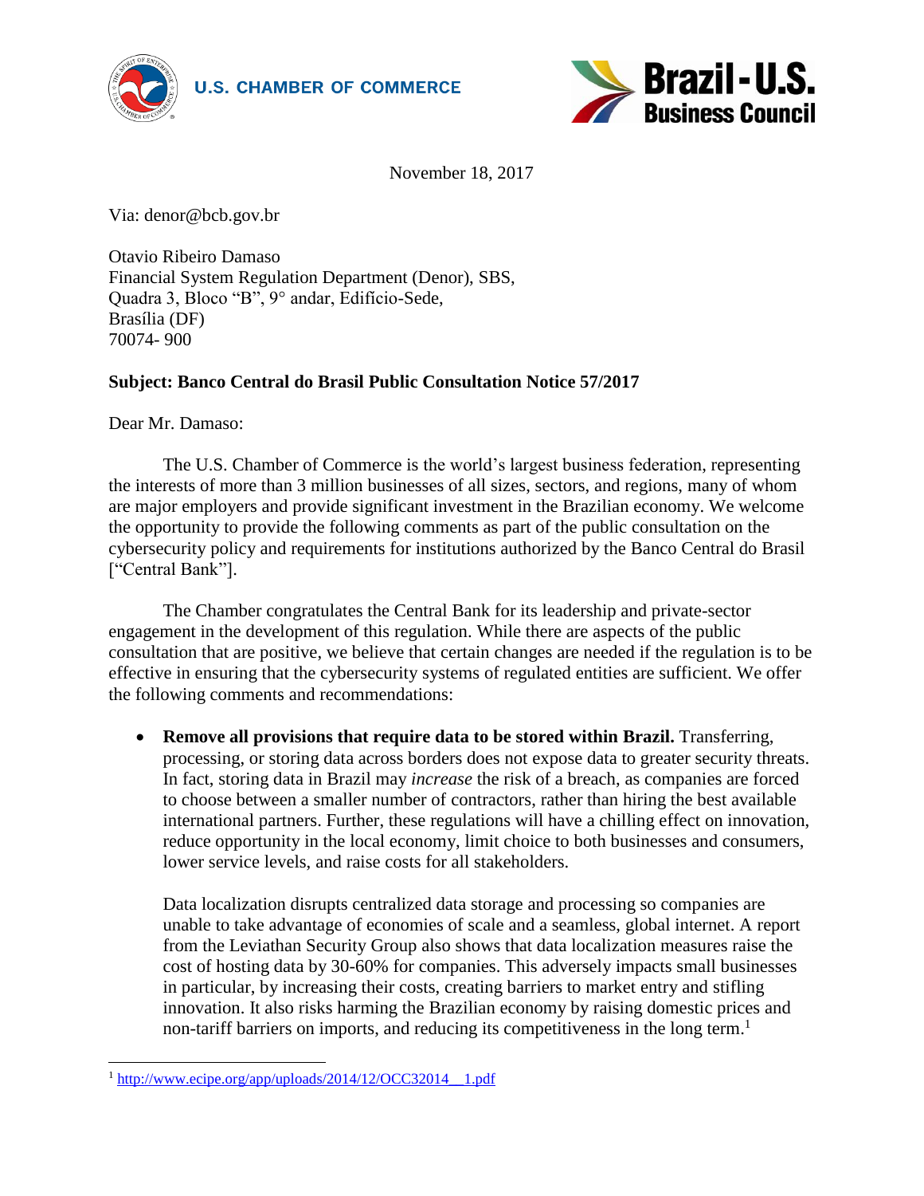**U.S. CHAMBER OF COMMERCE**

**Brazil-U.S. Business Council**

November 18, 2017

Via: denor@bcb.gov.br

Otavio Ribeiro Damaso
Financial System Regulation Department (Denor), SBS,
Quadra 3, Bloco "B", 9° andar, Edifício-Sede,
Brasília (DF)
70074- 900

**Subject: Banco Central do Brasil Public Consultation Notice 57/2017**

Dear Mr. Damaso:

The U.S. Chamber of Commerce is the world's largest business federation, representing the interests of more than 3 million businesses of all sizes, sectors, and regions, many of whom are major employers and provide significant investment in the Brazilian economy. We welcome the opportunity to provide the following comments as part of the public consultation on the cybersecurity policy and requirements for institutions authorized by the Banco Central do Brasil ["Central Bank"].

The Chamber congratulates the Central Bank for its leadership and private-sector engagement in the development of this regulation. While there are aspects of the public consultation that are positive, we believe that certain changes are needed if the regulation is to be effective in ensuring that the cybersecurity systems of regulated entities are sufficient. We offer the following comments and recommendations:

- **Remove all provisions that require data to be stored within Brazil.** Transferring, processing, or storing data across borders does not expose data to greater security threats. In fact, storing data in Brazil may *increase* the risk of a breach, as companies are forced to choose between a smaller number of contractors, rather than hiring the best available international partners. Further, these regulations will have a chilling effect on innovation, reduce opportunity in the local economy, limit choice to both businesses and consumers, lower service levels, and raise costs for all stakeholders.

  Data localization disrupts centralized data storage and processing so companies are unable to take advantage of economies of scale and a seamless, global internet. A report from the Leviathan Security Group also shows that data localization measures raise the cost of hosting data by 30-60% for companies. This adversely impacts small businesses in particular, by increasing their costs, creating barriers to market entry and stifling innovation. It also risks harming the Brazilian economy by raising domestic prices and non-tariff barriers on imports, and reducing its competitiveness in the long term.[1]

[1] http://www.ecipe.org/app/uploads/2014/12/OCC32014__1.pdf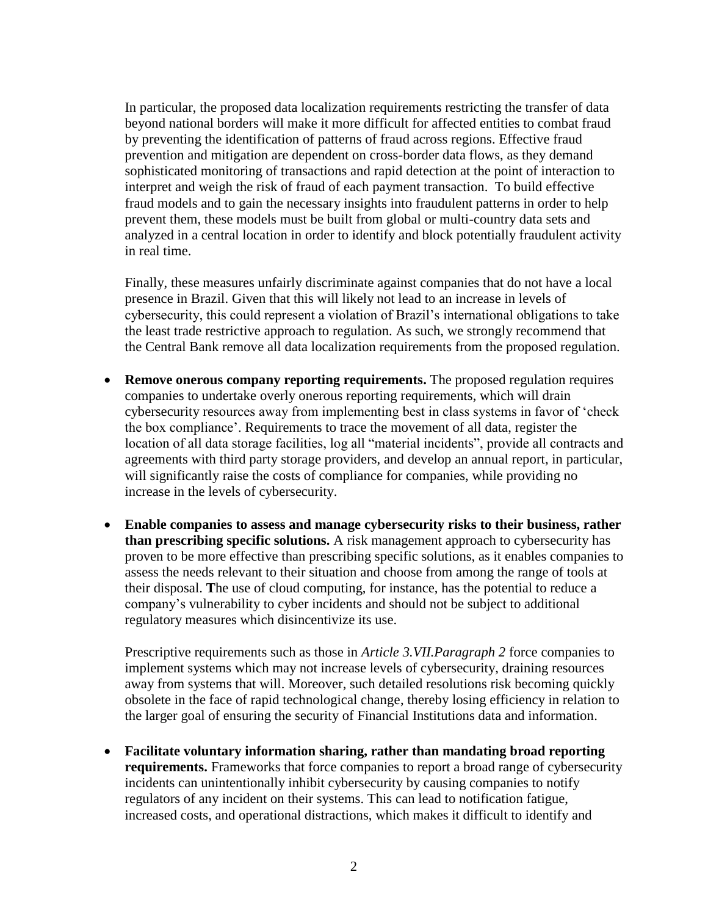In particular, the proposed data localization requirements restricting the transfer of data beyond national borders will make it more difficult for affected entities to combat fraud by preventing the identification of patterns of fraud across regions. Effective fraud prevention and mitigation are dependent on cross-border data flows, as they demand sophisticated monitoring of transactions and rapid detection at the point of interaction to interpret and weigh the risk of fraud of each payment transaction. To build effective fraud models and to gain the necessary insights into fraudulent patterns in order to help prevent them, these models must be built from global or multi-country data sets and analyzed in a central location in order to identify and block potentially fraudulent activity in real time.

Finally, these measures unfairly discriminate against companies that do not have a local presence in Brazil. Given that this will likely not lead to an increase in levels of cybersecurity, this could represent a violation of Brazil's international obligations to take the least trade restrictive approach to regulation. As such, we strongly recommend that the Central Bank remove all data localization requirements from the proposed regulation.

- **Remove onerous company reporting requirements.** The proposed regulation requires companies to undertake overly onerous reporting requirements, which will drain cybersecurity resources away from implementing best in class systems in favor of 'check the box compliance'. Requirements to trace the movement of all data, register the location of all data storage facilities, log all "material incidents", provide all contracts and agreements with third party storage providers, and develop an annual report, in particular, will significantly raise the costs of compliance for companies, while providing no increase in the levels of cybersecurity.

- **Enable companies to assess and manage cybersecurity risks to their business, rather than prescribing specific solutions.** A risk management approach to cybersecurity has proven to be more effective than prescribing specific solutions, as it enables companies to assess the needs relevant to their situation and choose from among the range of tools at their disposal. **T**he use of cloud computing, for instance, has the potential to reduce a company's vulnerability to cyber incidents and should not be subject to additional regulatory measures which disincentivize its use.

  Prescriptive requirements such as those in *Article 3.VII.Paragraph 2* force companies to implement systems which may not increase levels of cybersecurity, draining resources away from systems that will. Moreover, such detailed resolutions risk becoming quickly obsolete in the face of rapid technological change, thereby losing efficiency in relation to the larger goal of ensuring the security of Financial Institutions data and information.

- **Facilitate voluntary information sharing, rather than mandating broad reporting requirements.** Frameworks that force companies to report a broad range of cybersecurity incidents can unintentionally inhibit cybersecurity by causing companies to notify regulators of any incident on their systems. This can lead to notification fatigue, increased costs, and operational distractions, which makes it difficult to identify and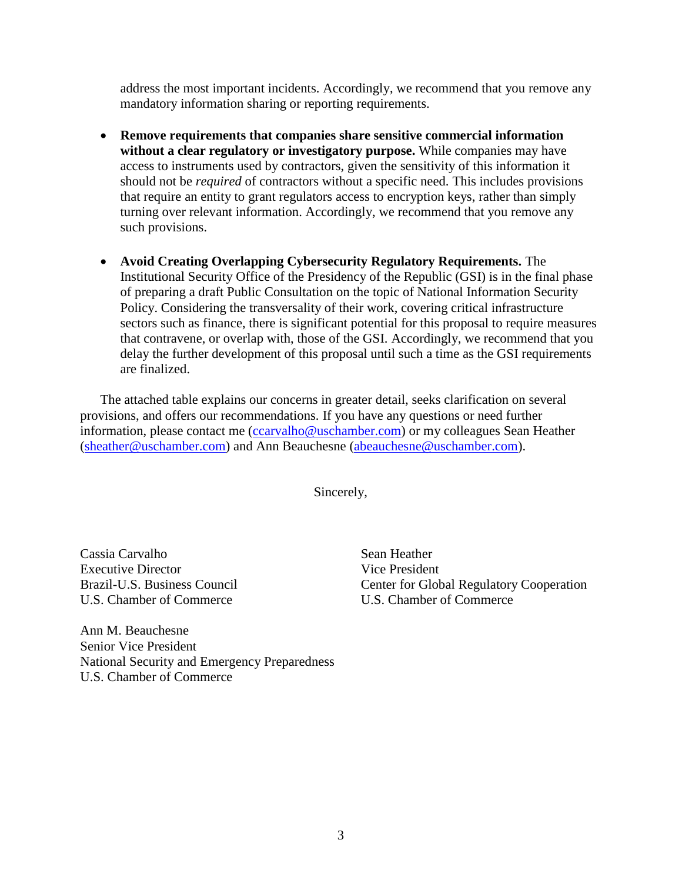address the most important incidents. Accordingly, we recommend that you remove any mandatory information sharing or reporting requirements.

- **Remove requirements that companies share sensitive commercial information without a clear regulatory or investigatory purpose.** While companies may have access to instruments used by contractors, given the sensitivity of this information it should not be *required* of contractors without a specific need. This includes provisions that require an entity to grant regulators access to encryption keys, rather than simply turning over relevant information. Accordingly, we recommend that you remove any such provisions.

- **Avoid Creating Overlapping Cybersecurity Regulatory Requirements.** The Institutional Security Office of the Presidency of the Republic (GSI) is in the final phase of preparing a draft Public Consultation on the topic of National Information Security Policy. Considering the transversality of their work, covering critical infrastructure sectors such as finance, there is significant potential for this proposal to require measures that contravene, or overlap with, those of the GSI. Accordingly, we recommend that you delay the further development of this proposal until such a time as the GSI requirements are finalized.

The attached table explains our concerns in greater detail, seeks clarification on several provisions, and offers our recommendations. If you have any questions or need further information, please contact me (ccarvalho@uschamber.com) or my colleagues Sean Heather (sheather@uschamber.com) and Ann Beauchesne (abeauchesne@uschamber.com).

Sincerely,

Cassia Carvalho
Executive Director
Brazil-U.S. Business Council
U.S. Chamber of Commerce

Sean Heather
Vice President
Center for Global Regulatory Cooperation
U.S. Chamber of Commerce

Ann M. Beauchesne
Senior Vice President
National Security and Emergency Preparedness
U.S. Chamber of Commerce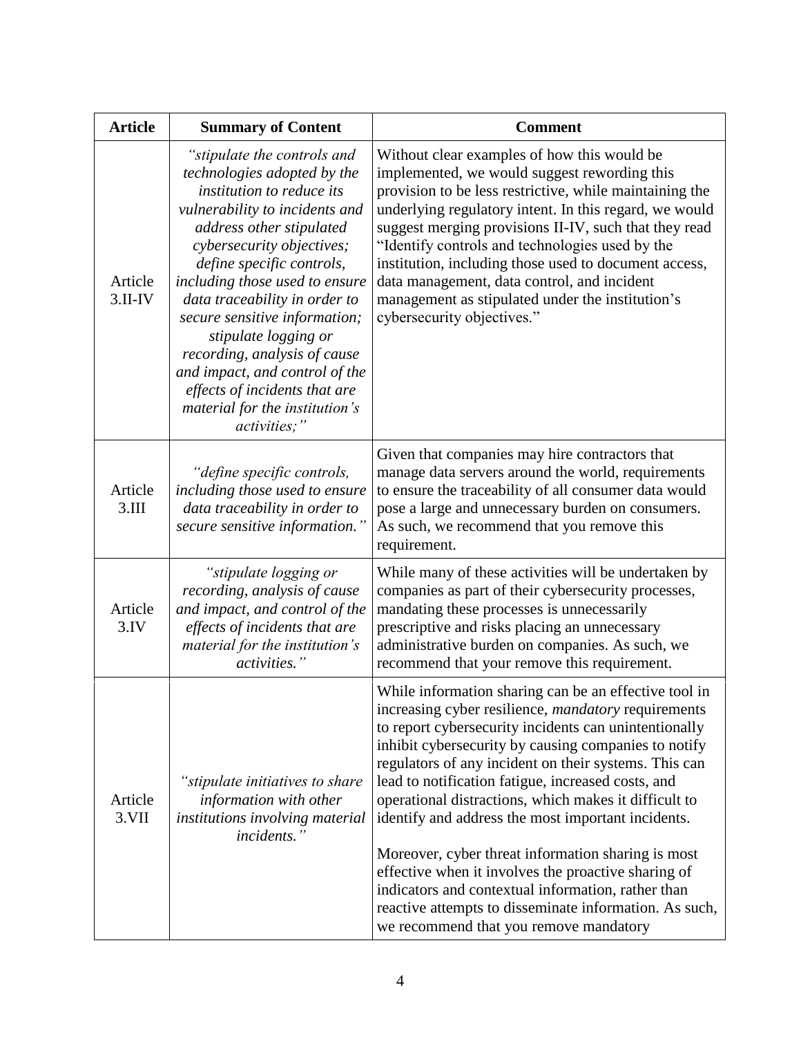| Article | Summary of Content | Comment |
|---|---|---|
| Article 3.II-IV | *"stipulate the controls and technologies adopted by the institution to reduce its vulnerability to incidents and address other stipulated cybersecurity objectives; define specific controls, including those used to ensure data traceability in order to secure sensitive information; stipulate logging or recording, analysis of cause and impact, and control of the effects of incidents that are material for the institution's activities;"* | Without clear examples of how this would be implemented, we would suggest rewording this provision to be less restrictive, while maintaining the underlying regulatory intent. In this regard, we would suggest merging provisions II-IV, such that they read "Identify controls and technologies used by the institution, including those used to document access, data management, data control, and incident management as stipulated under the institution's cybersecurity objectives." |
| Article 3.III | *"define specific controls, including those used to ensure data traceability in order to secure sensitive information."* | Given that companies may hire contractors that manage data servers around the world, requirements to ensure the traceability of all consumer data would pose a large and unnecessary burden on consumers. As such, we recommend that you remove this requirement. |
| Article 3.IV | *"stipulate logging or recording, analysis of cause and impact, and control of the effects of incidents that are material for the institution's activities."* | While many of these activities will be undertaken by companies as part of their cybersecurity processes, mandating these processes is unnecessarily prescriptive and risks placing an unnecessary administrative burden on companies. As such, we recommend that your remove this requirement. |
| Article 3.VII | *"stipulate initiatives to share information with other institutions involving material incidents."* | While information sharing can be an effective tool in increasing cyber resilience, *mandatory* requirements to report cybersecurity incidents can unintentionally inhibit cybersecurity by causing companies to notify regulators of any incident on their systems. This can lead to notification fatigue, increased costs, and operational distractions, which makes it difficult to identify and address the most important incidents.<br><br>Moreover, cyber threat information sharing is most effective when it involves the proactive sharing of indicators and contextual information, rather than reactive attempts to disseminate information. As such, we recommend that you remove mandatory |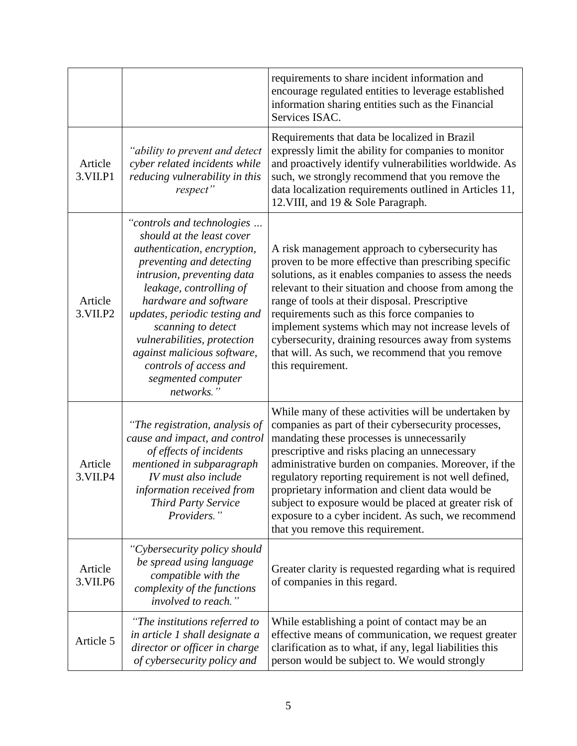| | | |
|---|---|---|
| | | requirements to share incident information and encourage regulated entities to leverage established information sharing entities such as the Financial Services ISAC. |
| Article 3.VII.P1 | *"ability to prevent and detect cyber related incidents while reducing vulnerability in this respect"* | Requirements that data be localized in Brazil expressly limit the ability for companies to monitor and proactively identify vulnerabilities worldwide. As such, we strongly recommend that you remove the data localization requirements outlined in Articles 11, 12.VIII, and 19 & Sole Paragraph. |
| Article 3.VII.P2 | *"controls and technologies … should at the least cover authentication, encryption, preventing and detecting intrusion, preventing data leakage, controlling of hardware and software updates, periodic testing and scanning to detect vulnerabilities, protection against malicious software, controls of access and segmented computer networks."* | A risk management approach to cybersecurity has proven to be more effective than prescribing specific solutions, as it enables companies to assess the needs relevant to their situation and choose from among the range of tools at their disposal. Prescriptive requirements such as this force companies to implement systems which may not increase levels of cybersecurity, draining resources away from systems that will. As such, we recommend that you remove this requirement. |
| Article 3.VII.P4 | *"The registration, analysis of cause and impact, and control of effects of incidents mentioned in subparagraph IV must also include information received from Third Party Service Providers."* | While many of these activities will be undertaken by companies as part of their cybersecurity processes, mandating these processes is unnecessarily prescriptive and risks placing an unnecessary administrative burden on companies. Moreover, if the regulatory reporting requirement is not well defined, proprietary information and client data would be subject to exposure would be placed at greater risk of exposure to a cyber incident. As such, we recommend that you remove this requirement. |
| Article 3.VII.P6 | *"Cybersecurity policy should be spread using language compatible with the complexity of the functions involved to reach."* | Greater clarity is requested regarding what is required of companies in this regard. |
| Article 5 | *"The institutions referred to in article 1 shall designate a director or officer in charge of cybersecurity policy and* | While establishing a point of contact may be an effective means of communication, we request greater clarification as to what, if any, legal liabilities this person would be subject to. We would strongly |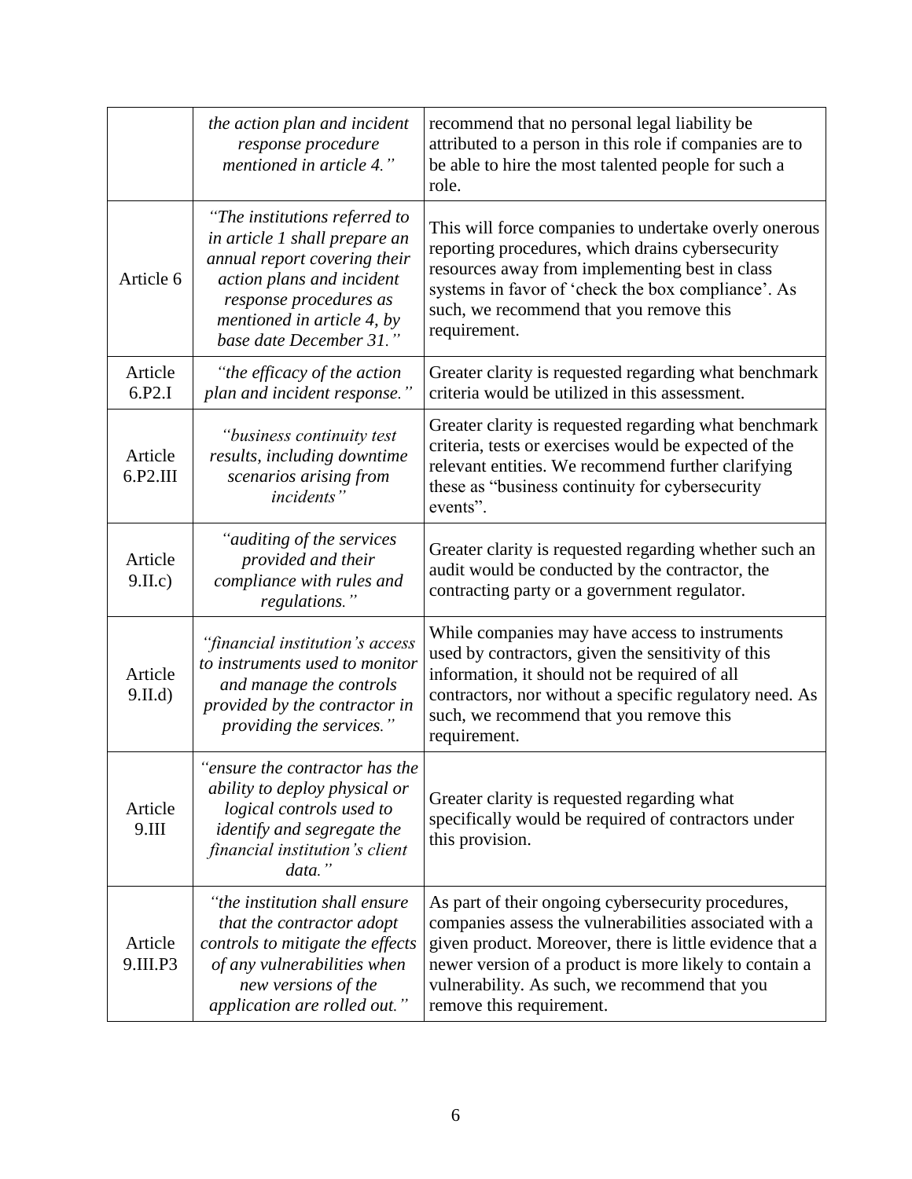| | | |
|---|---|---|
| | *the action plan and incident response procedure mentioned in article 4."* | recommend that no personal legal liability be attributed to a person in this role if companies are to be able to hire the most talented people for such a role. |
| Article 6 | *"The institutions referred to in article 1 shall prepare an annual report covering their action plans and incident response procedures as mentioned in article 4, by base date December 31."* | This will force companies to undertake overly onerous reporting procedures, which drains cybersecurity resources away from implementing best in class systems in favor of 'check the box compliance'. As such, we recommend that you remove this requirement. |
| Article 6.P2.I | *"the efficacy of the action plan and incident response."* | Greater clarity is requested regarding what benchmark criteria would be utilized in this assessment. |
| Article 6.P2.III | *"business continuity test results, including downtime scenarios arising from incidents"* | Greater clarity is requested regarding what benchmark criteria, tests or exercises would be expected of the relevant entities. We recommend further clarifying these as "business continuity for cybersecurity events". |
| Article 9.II.c) | *"auditing of the services provided and their compliance with rules and regulations."* | Greater clarity is requested regarding whether such an audit would be conducted by the contractor, the contracting party or a government regulator. |
| Article 9.II.d) | *"financial institution's access to instruments used to monitor and manage the controls provided by the contractor in providing the services."* | While companies may have access to instruments used by contractors, given the sensitivity of this information, it should not be required of all contractors, nor without a specific regulatory need. As such, we recommend that you remove this requirement. |
| Article 9.III | *"ensure the contractor has the ability to deploy physical or logical controls used to identify and segregate the financial institution's client data."* | Greater clarity is requested regarding what specifically would be required of contractors under this provision. |
| Article 9.III.P3 | *"the institution shall ensure that the contractor adopt controls to mitigate the effects of any vulnerabilities when new versions of the application are rolled out."* | As part of their ongoing cybersecurity procedures, companies assess the vulnerabilities associated with a given product. Moreover, there is little evidence that a newer version of a product is more likely to contain a vulnerability. As such, we recommend that you remove this requirement. |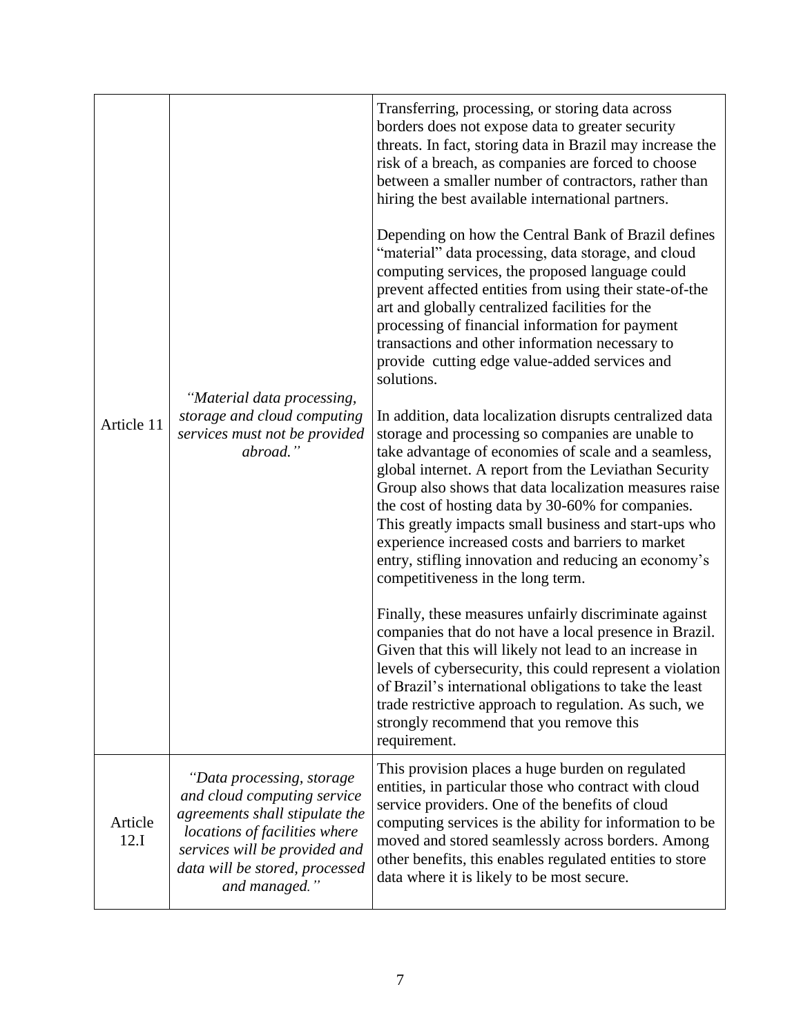| | | |
|---|---|---|
| Article 11 | *"Material data processing, storage and cloud computing services must not be provided abroad."* | Transferring, processing, or storing data across borders does not expose data to greater security threats. In fact, storing data in Brazil may increase the risk of a breach, as companies are forced to choose between a smaller number of contractors, rather than hiring the best available international partners.<br><br>Depending on how the Central Bank of Brazil defines "material" data processing, data storage, and cloud computing services, the proposed language could prevent affected entities from using their state-of-the art and globally centralized facilities for the processing of financial information for payment transactions and other information necessary to provide cutting edge value-added services and solutions.<br><br>In addition, data localization disrupts centralized data storage and processing so companies are unable to take advantage of economies of scale and a seamless, global internet. A report from the Leviathan Security Group also shows that data localization measures raise the cost of hosting data by 30-60% for companies. This greatly impacts small business and start-ups who experience increased costs and barriers to market entry, stifling innovation and reducing an economy's competitiveness in the long term.<br><br>Finally, these measures unfairly discriminate against companies that do not have a local presence in Brazil. Given that this will likely not lead to an increase in levels of cybersecurity, this could represent a violation of Brazil's international obligations to take the least trade restrictive approach to regulation. As such, we strongly recommend that you remove this requirement. |
| Article 12.I | *"Data processing, storage and cloud computing service agreements shall stipulate the locations of facilities where services will be provided and data will be stored, processed and managed."* | This provision places a huge burden on regulated entities, in particular those who contract with cloud service providers. One of the benefits of cloud computing services is the ability for information to be moved and stored seamlessly across borders. Among other benefits, this enables regulated entities to store data where it is likely to be most secure. |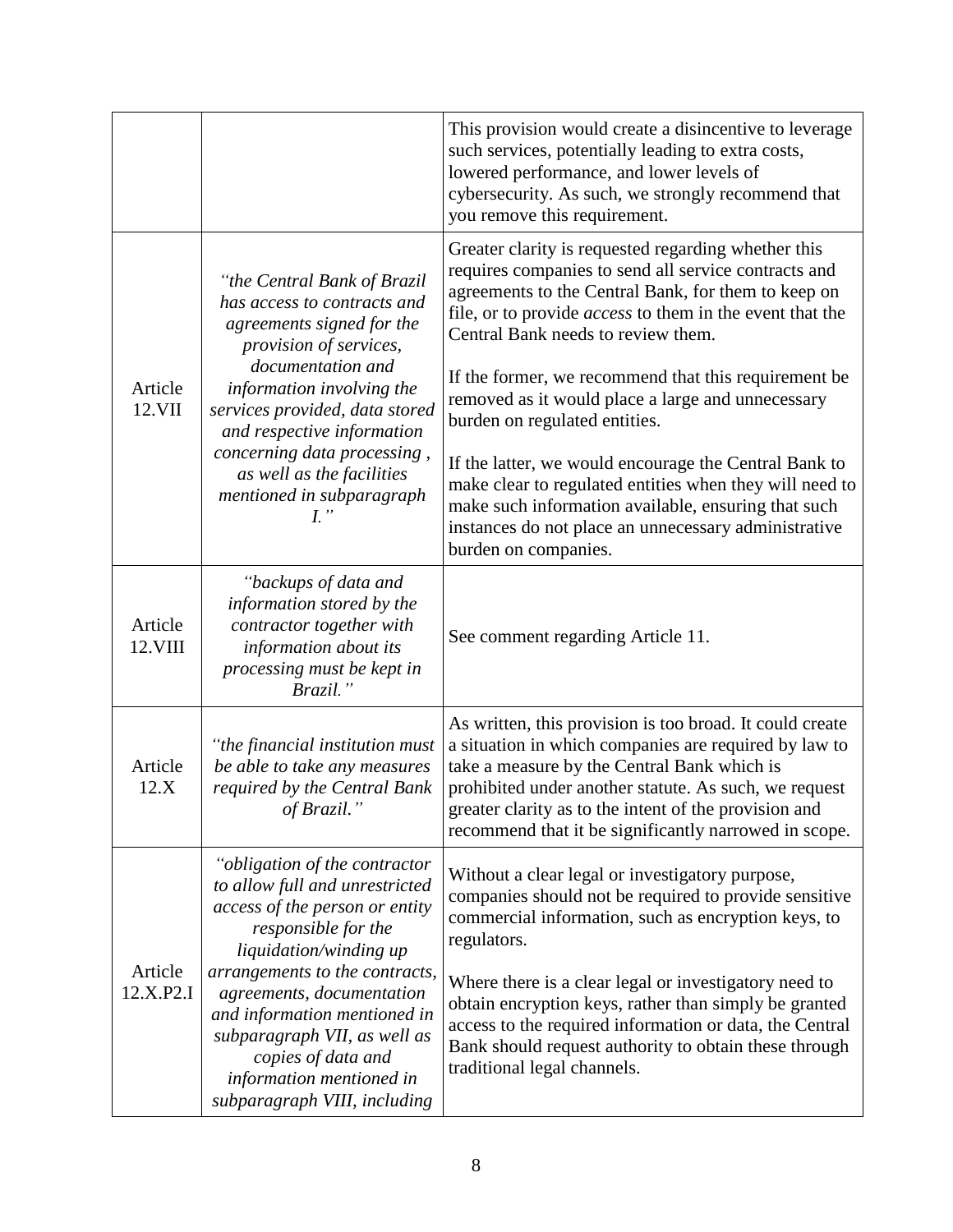| | | |
|---|---|---|
| | | This provision would create a disincentive to leverage such services, potentially leading to extra costs, lowered performance, and lower levels of cybersecurity. As such, we strongly recommend that you remove this requirement. |
| Article 12.VII | *"the Central Bank of Brazil has access to contracts and agreements signed for the provision of services, documentation and information involving the services provided, data stored and respective information concerning data processing , as well as the facilities mentioned in subparagraph I."* | Greater clarity is requested regarding whether this requires companies to send all service contracts and agreements to the Central Bank, for them to keep on file, or to provide *access* to them in the event that the Central Bank needs to review them.<br><br>If the former, we recommend that this requirement be removed as it would place a large and unnecessary burden on regulated entities.<br><br>If the latter, we would encourage the Central Bank to make clear to regulated entities when they will need to make such information available, ensuring that such instances do not place an unnecessary administrative burden on companies. |
| Article 12.VIII | *"backups of data and information stored by the contractor together with information about its processing must be kept in Brazil."* | See comment regarding Article 11. |
| Article 12.X | *"the financial institution must be able to take any measures required by the Central Bank of Brazil."* | As written, this provision is too broad. It could create a situation in which companies are required by law to take a measure by the Central Bank which is prohibited under another statute. As such, we request greater clarity as to the intent of the provision and recommend that it be significantly narrowed in scope. |
| Article 12.X.P2.I | *"obligation of the contractor to allow full and unrestricted access of the person or entity responsible for the liquidation/winding up arrangements to the contracts, agreements, documentation and information mentioned in subparagraph VII, as well as copies of data and information mentioned in subparagraph VIII, including* | Without a clear legal or investigatory purpose, companies should not be required to provide sensitive commercial information, such as encryption keys, to regulators.<br><br>Where there is a clear legal or investigatory need to obtain encryption keys, rather than simply be granted access to the required information or data, the Central Bank should request authority to obtain these through traditional legal channels. |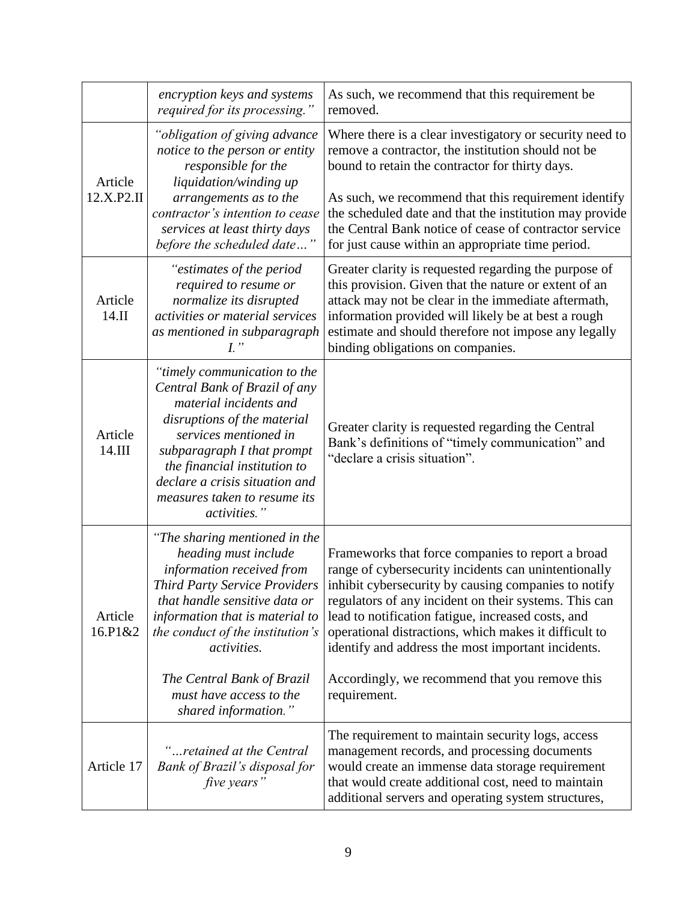| | | |
|---|---|---|
| | *encryption keys and systems required for its processing."* | As such, we recommend that this requirement be removed. |
| Article 12.X.P2.II | *"obligation of giving advance notice to the person or entity responsible for the liquidation/winding up arrangements as to the contractor's intention to cease services at least thirty days before the scheduled date…"* | Where there is a clear investigatory or security need to remove a contractor, the institution should not be bound to retain the contractor for thirty days.<br><br>As such, we recommend that this requirement identify the scheduled date and that the institution may provide the Central Bank notice of cease of contractor service for just cause within an appropriate time period. |
| Article 14.II | *"estimates of the period required to resume or normalize its disrupted activities or material services as mentioned in subparagraph I."* | Greater clarity is requested regarding the purpose of this provision. Given that the nature or extent of an attack may not be clear in the immediate aftermath, information provided will likely be at best a rough estimate and should therefore not impose any legally binding obligations on companies. |
| Article 14.III | *"timely communication to the Central Bank of Brazil of any material incidents and disruptions of the material services mentioned in subparagraph I that prompt the financial institution to declare a crisis situation and measures taken to resume its activities."* | Greater clarity is requested regarding the Central Bank's definitions of "timely communication" and "declare a crisis situation". |
| Article 16.P1&2 | *"The sharing mentioned in the heading must include information received from Third Party Service Providers that handle sensitive data or information that is material to the conduct of the institution's activities.*<br><br>*The Central Bank of Brazil must have access to the shared information."* | Frameworks that force companies to report a broad range of cybersecurity incidents can unintentionally inhibit cybersecurity by causing companies to notify regulators of any incident on their systems. This can lead to notification fatigue, increased costs, and operational distractions, which makes it difficult to identify and address the most important incidents.<br><br>Accordingly, we recommend that you remove this requirement. |
| Article 17 | *"…retained at the Central Bank of Brazil's disposal for five years"* | The requirement to maintain security logs, access management records, and processing documents would create an immense data storage requirement that would create additional cost, need to maintain additional servers and operating system structures, |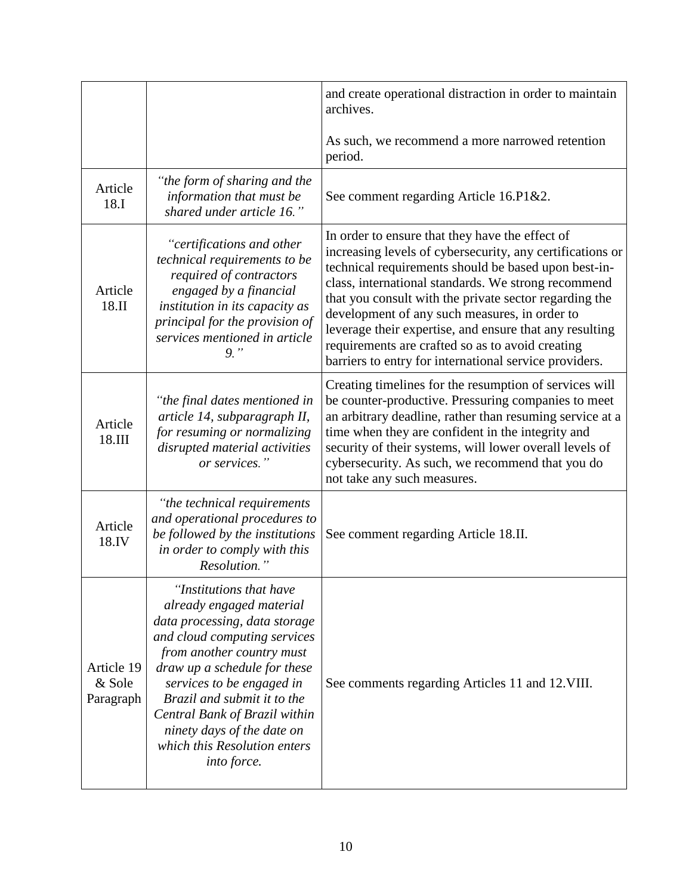| | | |
|---|---|---|
| | | and create operational distraction in order to maintain archives.<br><br>As such, we recommend a more narrowed retention period. |
| Article 18.I | *"the form of sharing and the information that must be shared under article 16."* | See comment regarding Article 16.P1&2. |
| Article 18.II | *"certifications and other technical requirements to be required of contractors engaged by a financial institution in its capacity as principal for the provision of services mentioned in article 9."* | In order to ensure that they have the effect of increasing levels of cybersecurity, any certifications or technical requirements should be based upon best-in-class, international standards. We strong recommend that you consult with the private sector regarding the development of any such measures, in order to leverage their expertise, and ensure that any resulting requirements are crafted so as to avoid creating barriers to entry for international service providers. |
| Article 18.III | *"the final dates mentioned in article 14, subparagraph II, for resuming or normalizing disrupted material activities or services."* | Creating timelines for the resumption of services will be counter-productive. Pressuring companies to meet an arbitrary deadline, rather than resuming service at a time when they are confident in the integrity and security of their systems, will lower overall levels of cybersecurity. As such, we recommend that you do not take any such measures. |
| Article 18.IV | *"the technical requirements and operational procedures to be followed by the institutions in order to comply with this Resolution."* | See comment regarding Article 18.II. |
| Article 19 & Sole Paragraph | *"Institutions that have already engaged material data processing, data storage and cloud computing services from another country must draw up a schedule for these services to be engaged in Brazil and submit it to the Central Bank of Brazil within ninety days of the date on which this Resolution enters into force.* | See comments regarding Articles 11 and 12.VIII. |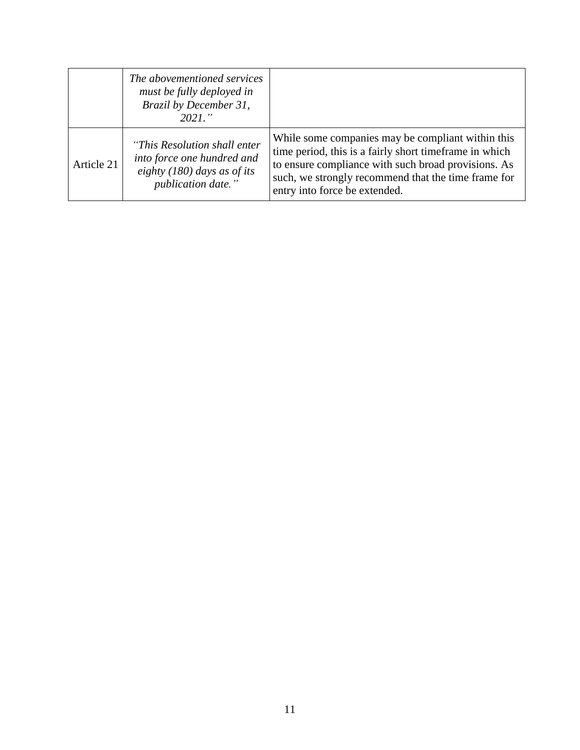| | | |
|---|---|---|
| | *The abovementioned services must be fully deployed in Brazil by December 31, 2021."* | |
| Article 21 | *"This Resolution shall enter into force one hundred and eighty (180) days as of its publication date."* | While some companies may be compliant within this time period, this is a fairly short timeframe in which to ensure compliance with such broad provisions. As such, we strongly recommend that the time frame for entry into force be extended. |